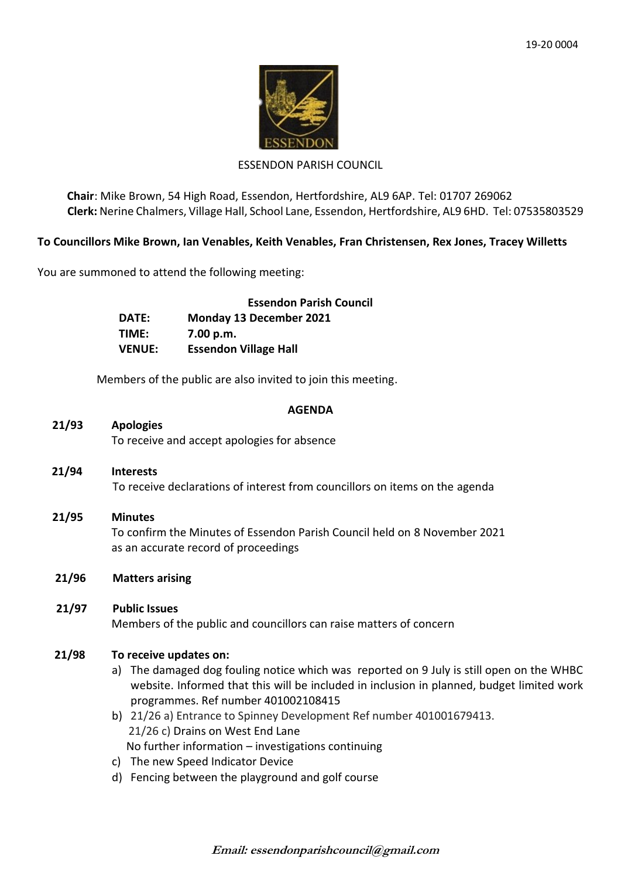19-20 0004

ESSENDON PARISH COUNCIL

**Chair**: Mike Brown, 54 High Road, Essendon, Hertfordshire, AL9 6AP. Tel: 01707 269062
**Clerk:** Nerine Chalmers, Village Hall, School Lane, Essendon, Hertfordshire, AL9 6HD. Tel: 07535803529

**To Councillors Mike Brown, Ian Venables, Keith Venables, Fran Christensen, Rex Jones, Tracey Willetts**

You are summoned to attend the following meeting:

**Essendon Parish Council**

**DATE:** **Monday 13 December 2021**
**TIME:** **7.00 p.m.**
**VENUE:** **Essendon Village Hall**

Members of the public are also invited to join this meeting.

## AGENDA

**21/93 Apologies**
To receive and accept apologies for absence

**21/94 Interests**
To receive declarations of interest from councillors on items on the agenda

**21/95 Minutes**
To confirm the Minutes of Essendon Parish Council held on 8 November 2021 as an accurate record of proceedings

**21/96 Matters arising**

**21/97 Public Issues**
Members of the public and councillors can raise matters of concern

**21/98 To receive updates on:**

a) The damaged dog fouling notice which was reported on 9 July is still open on the WHBC website. Informed that this will be included in inclusion in planned, budget limited work programmes. Ref number 401002108415
b) 21/26 a) Entrance to Spinney Development Ref number 401001679413.
   21/26 c) Drains on West End Lane
   No further information – investigations continuing
c) The new Speed Indicator Device
d) Fencing between the playground and golf course

***Email: essendonparishcouncil@gmail.com***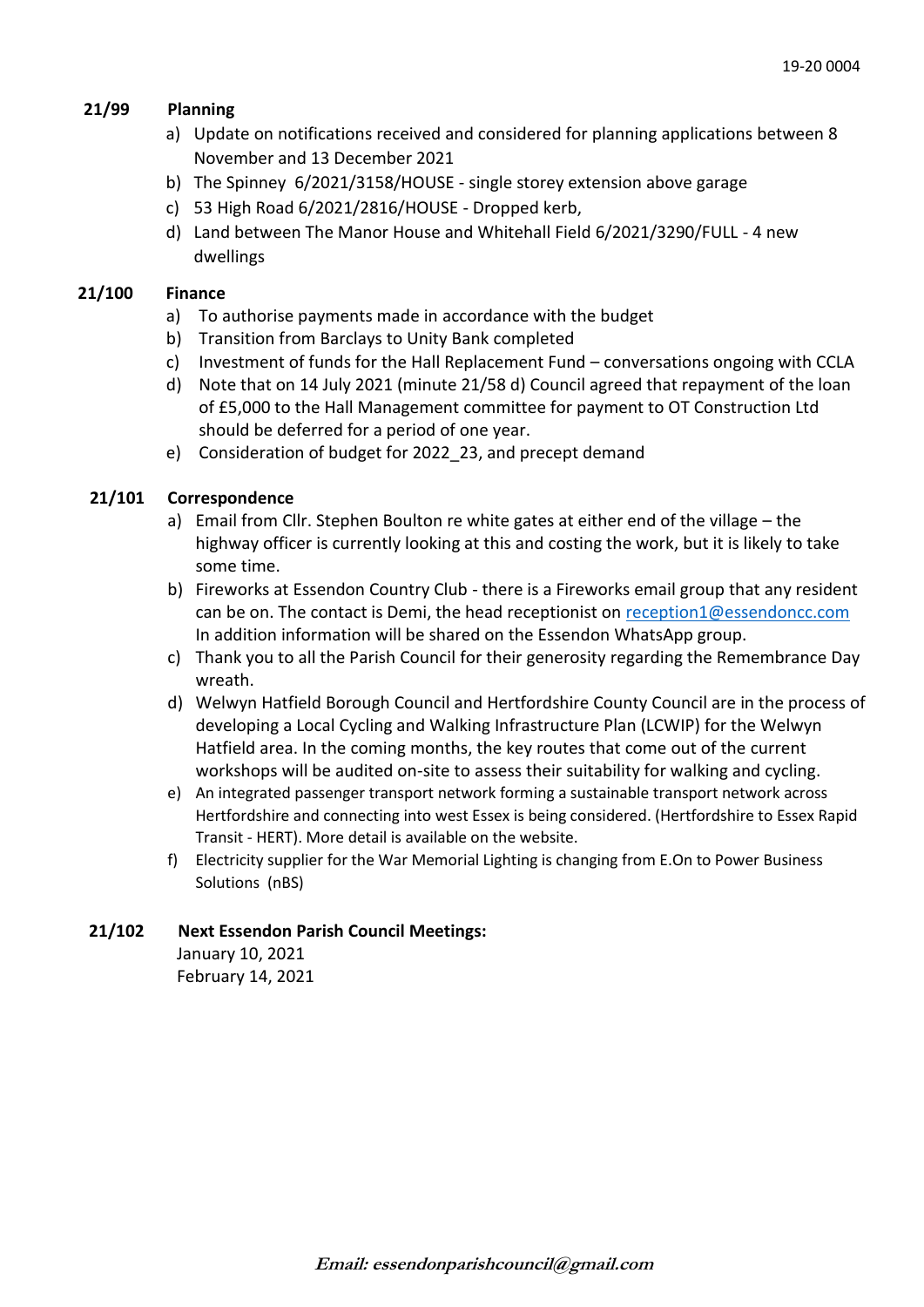## 21/99 Planning

a) Update on notifications received and considered for planning applications between 8 November and 13 December 2021
b) The Spinney 6/2021/3158/HOUSE - single storey extension above garage
c) 53 High Road 6/2021/2816/HOUSE - Dropped kerb,
d) Land between The Manor House and Whitehall Field 6/2021/3290/FULL - 4 new dwellings

## 21/100 Finance

a) To authorise payments made in accordance with the budget
b) Transition from Barclays to Unity Bank completed
c) Investment of funds for the Hall Replacement Fund – conversations ongoing with CCLA
d) Note that on 14 July 2021 (minute 21/58 d) Council agreed that repayment of the loan of £5,000 to the Hall Management committee for payment to OT Construction Ltd should be deferred for a period of one year.
e) Consideration of budget for 2022_23, and precept demand

## 21/101 Correspondence

a) Email from Cllr. Stephen Boulton re white gates at either end of the village – the highway officer is currently looking at this and costing the work, but it is likely to take some time.
b) Fireworks at Essendon Country Club - there is a Fireworks email group that any resident can be on. The contact is Demi, the head receptionist on reception1@essendoncc.com In addition information will be shared on the Essendon WhatsApp group.
c) Thank you to all the Parish Council for their generosity regarding the Remembrance Day wreath.
d) Welwyn Hatfield Borough Council and Hertfordshire County Council are in the process of developing a Local Cycling and Walking Infrastructure Plan (LCWIP) for the Welwyn Hatfield area. In the coming months, the key routes that come out of the current workshops will be audited on-site to assess their suitability for walking and cycling.
e) An integrated passenger transport network forming a sustainable transport network across Hertfordshire and connecting into west Essex is being considered. (Hertfordshire to Essex Rapid Transit - HERT). More detail is available on the website.
f) Electricity supplier for the War Memorial Lighting is changing from E.On to Power Business Solutions (nBS)

## 21/102 Next Essendon Parish Council Meetings:

January 10, 2021
February 14, 2021